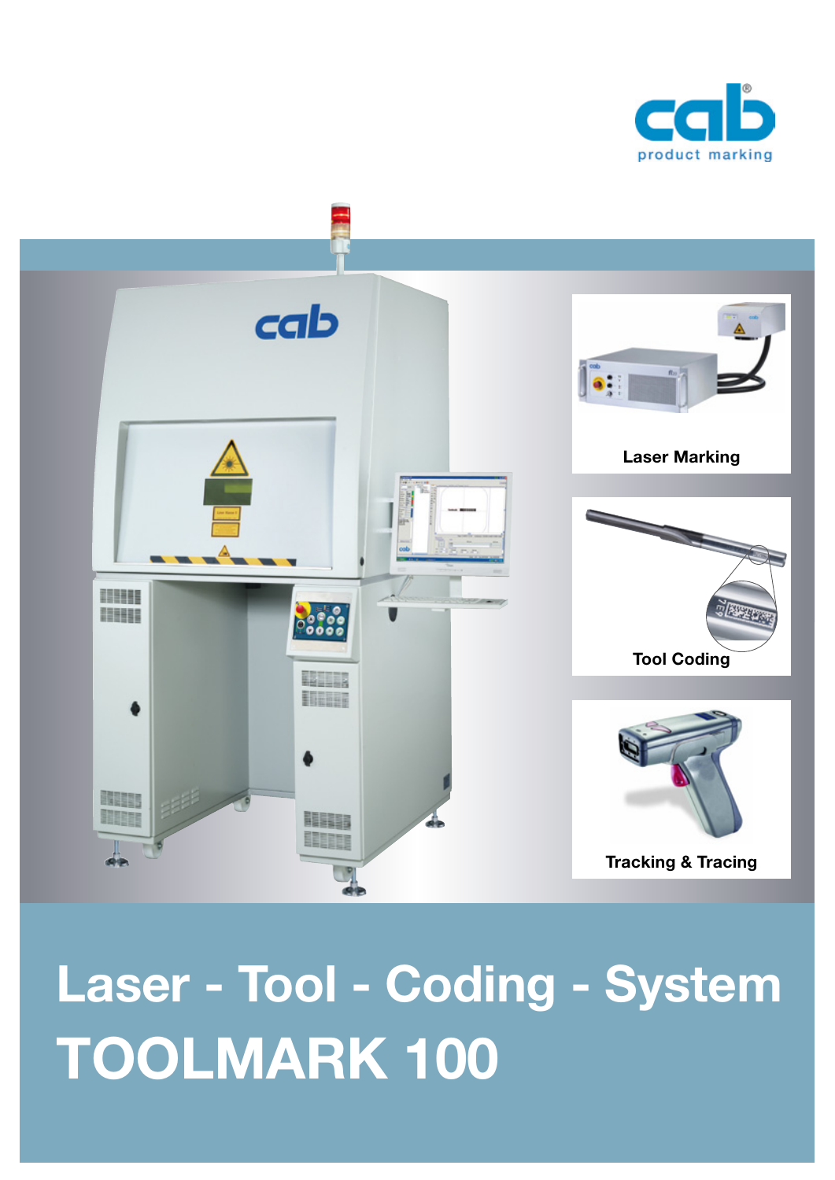cab

product marking

Laser Marking

Tool Coding

Tracking & Tracing

# Laser - Tool - Coding - System

# TOOLMARK 100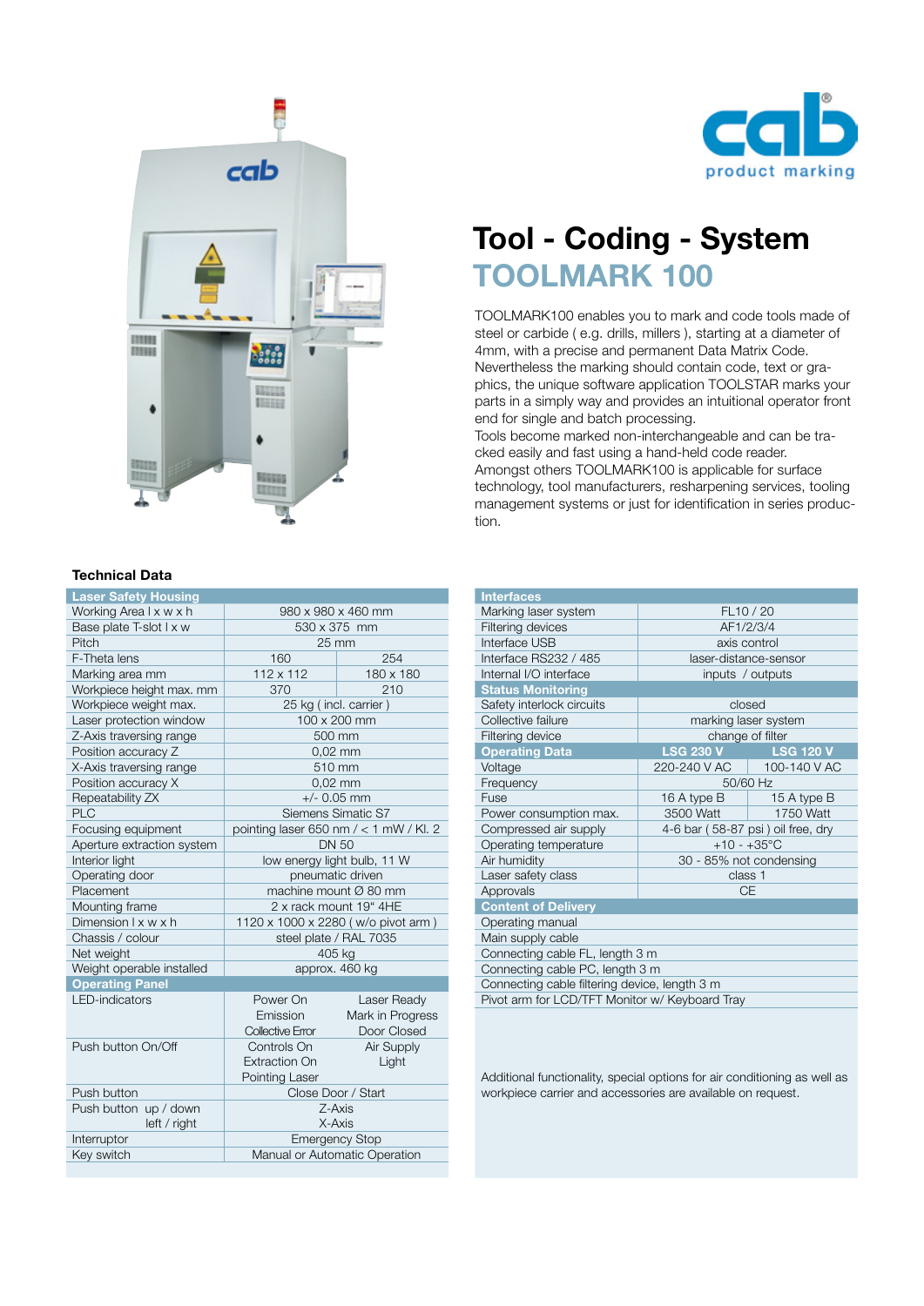cab product marking

# Tool - Coding - System
## TOOLMARK 100

TOOLMARK100 enables you to mark and code tools made of steel or carbide ( e.g. drills, millers ), starting at a diameter of 4mm, with a precise and permanent Data Matrix Code. Nevertheless the marking should contain code, text or graphics, the unique software application TOOLSTAR marks your parts in a simply way and provides an intuitional operator front end for single and batch processing.
Tools become marked non-interchangeable and can be tracked easily and fast using a hand-held code reader.
Amongst others TOOLMARK100 is applicable for surface technology, tool manufacturers, resharpening services, tooling management systems or just for identification in series production.

### Technical Data

| Laser Safety Housing | | |
|---|---|---|
| Working Area l x w x h | 980 x 980 x 460 mm | |
| Base plate T-slot l x w | 530 x 375 mm | |
| Pitch | 25 mm | |
| F-Theta lens | 160 | 254 |
| Marking area mm | 112 x 112 | 180 x 180 |
| Workpiece height max. mm | 370 | 210 |
| Workpiece weight max. | 25 kg ( incl. carrier ) | |
| Laser protection window | 100 x 200 mm | |
| Z-Axis traversing range | 500 mm | |
| Position accuracy Z | 0,02 mm | |
| X-Axis traversing range | 510 mm | |
| Position accuracy X | 0,02 mm | |
| Repeatability ZX | +/- 0.05 mm | |
| PLC | Siemens Simatic S7 | |
| Focusing equipment | pointing laser 650 nm / < 1 mW / Kl. 2 | |
| Aperture extraction system | DN 50 | |
| Interior light | low energy light bulb, 11 W | |
| Operating door | pneumatic driven | |
| Placement | machine mount Ø 80 mm | |
| Mounting frame | 2 x rack mount 19" 4HE | |
| Dimension l x w x h | 1120 x 1000 x 2280 ( w/o pivot arm ) | |
| Chassis / colour | steel plate / RAL 7035 | |
| Net weight | 405 kg | |
| Weight operable installed | approx. 460 kg | |
| **Operating Panel** | | |
| LED-indicators | Power On<br>Emission<br>Collective Error | Laser Ready<br>Mark in Progress<br>Door Closed |
| Push button On/Off | Controls On<br>Extraction On<br>Pointing Laser | Air Supply<br>Light |
| Push button | Close Door / Start | |
| Push button up / down<br>left / right | Z-Axis<br>X-Axis | |
| Interruptor | Emergency Stop | |
| Key switch | Manual or Automatic Operation | |

| Interfaces | | |
|---|---|---|
| Marking laser system | FL10 / 20 | |
| Filtering devices | AF1/2/3/4 | |
| Interface USB | axis control | |
| Interface RS232 / 485 | laser-distance-sensor | |
| Internal I/O interface | inputs / outputs | |
| **Status Monitoring** | | |
| Safety interlock circuits | closed | |
| Collective failure | marking laser system | |
| Filtering device | change of filter | |
| **Operating Data** | **LSG 230 V** | **LSG 120 V** |
| Voltage | 220-240 V AC | 100-140 V AC |
| Frequency | 50/60 Hz | |
| Fuse | 16 A type B | 15 A type B |
| Power consumption max. | 3500 Watt | 1750 Watt |
| Compressed air supply | 4-6 bar ( 58-87 psi ) oil free, dry | |
| Operating temperature | +10 - +35°C | |
| Air humidity | 30 - 85% not condensing | |
| Laser safety class | class 1 | |
| Approvals | CE | |
| **Content of Delivery** | | |
| Operating manual | | |
| Main supply cable | | |
| Connecting cable FL, length 3 m | | |
| Connecting cable PC, length 3 m | | |
| Connecting cable filtering device, length 3 m | | |
| Pivot arm for LCD/TFT Monitor w/ Keyboard Tray | | |

Additional functionality, special options for air conditioning as well as workpiece carrier and accessories are available on request.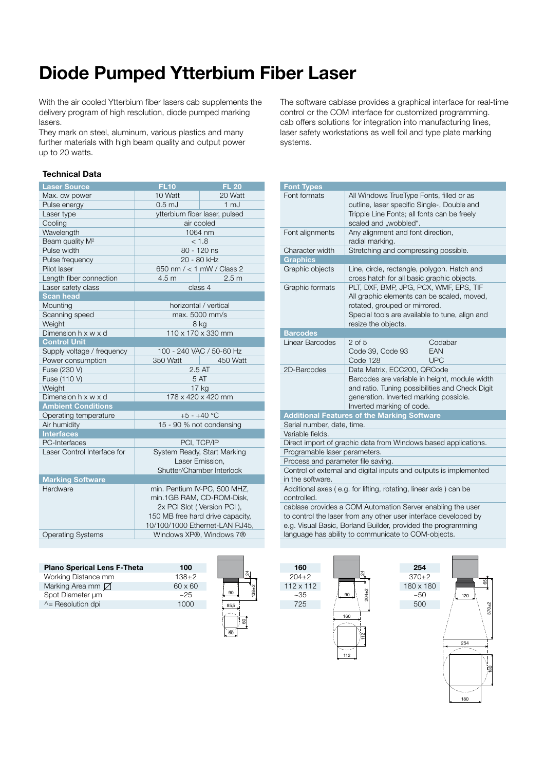# Diode Pumped Ytterbium Fiber Laser

With the air cooled Ytterbium fiber lasers cab supplements the delivery program of high resolution, diode pumped marking lasers.
They mark on steel, aluminum, various plastics and many further materials with high beam quality and output power up to 20 watts.

The software cablase provides a graphical interface for real-time control or the COM interface for customized programming. cab offers solutions for integration into manufacturing lines, laser safety workstations as well foil and type plate marking systems.

### Technical Data

| **Laser Source** | **FL10** | **FL 20** |
|---|---|---|
| Max. cw power | 10 Watt | 20 Watt |
| Pulse energy | 0.5 mJ | 1 mJ |
| Laser type | ytterbium fiber laser, pulsed | |
| Cooling | air cooled | |
| Wavelength | 1064 nm | |
| Beam quality M² | < 1.8 | |
| Pulse width | 80 - 120 ns | |
| Pulse frequency | 20 - 80 kHz | |
| Pilot laser | 650 nm / < 1 mW / Class 2 | |
| Length fiber connection | 4.5 m | 2.5 m |
| Laser safety class | class 4 | |
| **Scan head** | | |
| Mounting | horizontal / vertical | |
| Scanning speed | max. 5000 mm/s | |
| Weight | 8 kg | |
| Dimension h x w x d | 110 x 170 x 330 mm | |
| **Control Unit** | | |
| Supply voltage / frequency | 100 - 240 VAC / 50-60 Hz | |
| Power consumption | 350 Watt | 450 Watt |
| Fuse (230 V) | 2.5 AT | |
| Fuse (110 V) | 5 AT | |
| Weight | 17 kg | |
| Dimension h x w x d | 178 x 420 x 420 mm | |
| **Ambient Conditions** | | |
| Operating temperature | +5 - +40 °C | |
| Air humidity | 15 - 90 % not condensing | |
| **Interfaces** | | |
| PC-Interfaces | PCI, TCP/IP | |
| Laser Control Interface for | System Ready, Start Marking Laser Emission, Shutter/Chamber Interlock | |
| **Marking Software** | | |
| Hardware | min. Pentium IV-PC, 500 MHZ, min.1GB RAM, CD-ROM-Disk, 2x PCI Slot ( Version PCI ), 150 MB free hard drive capacity, 10/100/1000 Ethernet-LAN RJ45, | |
| Operating Systems | Windows XP®, Windows 7® | |

| **Font Types** | |
|---|---|
| Font formats | All Windows TrueType Fonts, filled or as outline, laser specific Single-, Double and Tripple Line Fonts; all fonts can be freely scaled and „wobbled". |
| Font alignments | Any alignment and font direction, radial marking. |
| Character width | Stretching and compressing possible. |
| **Graphics** | |
| Graphic objects | Line, circle, rectangle, polygon. Hatch and cross hatch for all basic graphic objects. |
| Graphic formats | PLT, DXF, BMP, JPG, PCX, WMF, EPS, TIF All graphic elements can be scaled, moved, rotated, grouped or mirrored. Special tools are available to tune, align and resize the objects. |
| **Barcodes** | |
| Linear Barcodes | 2 of 5, Codabar, Code 39, Code 93, EAN, Code 128, UPC |
| 2D-Barcodes | Data Matrix, ECC200, QRCode |
| | Barcodes are variable in height, module width and ratio. Tuning possibilities and Check Digit generation. Inverted marking possible. Inverted marking of code. |

**Additional Features of the Marking Software**

- Serial number, date, time.
- Variable fields.
- Direct import of graphic data from Windows based applications.
- Programable laser parameters.
- Process and parameter file saving.
- Control of external and digital inputs and outputs is implemented in the software.
- Additional axes ( e.g. for lifting, rotating, linear axis ) can be controlled.
- cablase provides a COM Automation Server enabling the user to control the laser from any other user interface developed by e.g. Visual Basic, Borland Builder, provided the programming language has ability to communicate to COM-objects.

| **Plano Sperical Lens F-Theta** | **100** | **160** | **254** |
|---|---|---|---|
| Working Distance mm | 138±2 | 204±2 | 370±2 |
| Marking Area mm ◻ | 60 x 60 | 112 x 112 | 180 x 180 |
| Spot Diameter µm | ~25 | ~35 | ~50 |
| ^= Resolution dpi | 1000 | 725 | 500 |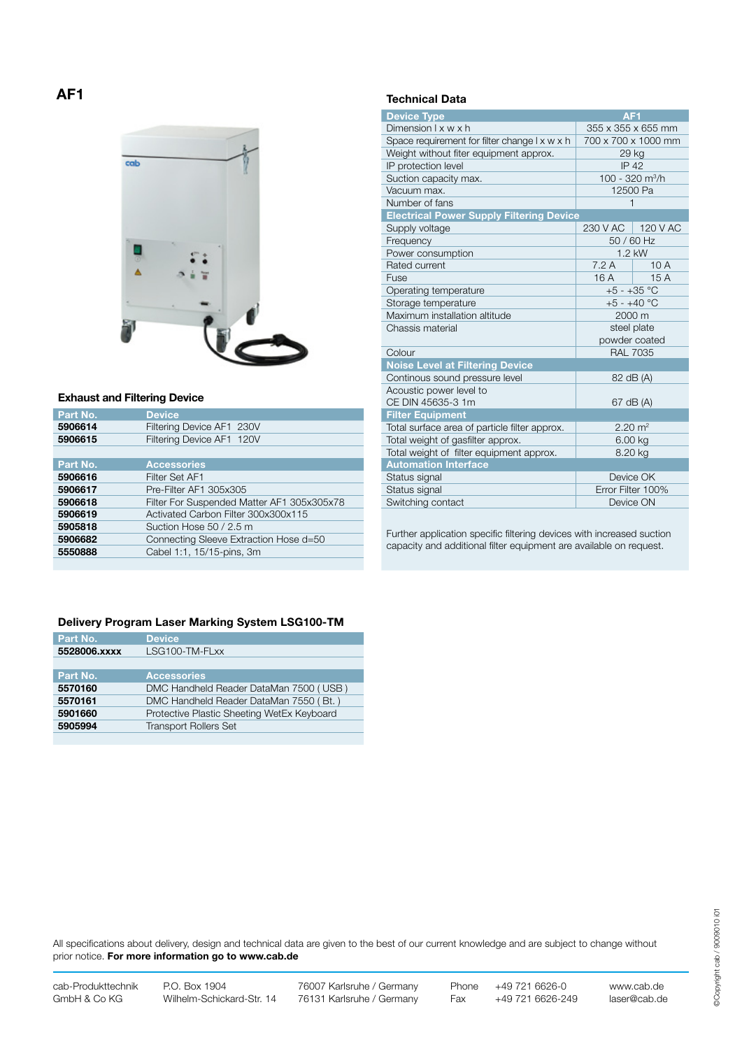# AF1

## Exhaust and Filtering Device

| Part No. | Device |
|---|---|
| **5906614** | Filtering Device AF1 230V |
| **5906615** | Filtering Device AF1 120V |

| Part No. | Accessories |
|---|---|
| **5906616** | Filter Set AF1 |
| **5906617** | Pre-Filter AF1 305x305 |
| **5906618** | Filter For Suspended Matter AF1 305x305x78 |
| **5906619** | Activated Carbon Filter 300x300x115 |
| **5905818** | Suction Hose 50 / 2.5 m |
| **5906682** | Connecting Sleeve Extraction Hose d=50 |
| **5550888** | Cabel 1:1, 15/15-pins, 3m |

## Technical Data

| Device Type | AF1 | |
|---|---|---|
| Dimension l x w x h | 355 x 355 x 655 mm | |
| Space requirement for filter change l x w x h | 700 x 700 x 1000 mm | |
| Weight without fiter equipment approx. | 29 kg | |
| IP protection level | IP 42 | |
| Suction capacity max. | 100 - 320 m³/h | |
| Vacuum max. | 12500 Pa | |
| Number of fans | 1 | |
| **Electrical Power Supply Filtering Device** | | |
| Supply voltage | 230 V AC | 120 V AC |
| Frequency | 50 / 60 Hz | |
| Power consumption | 1.2 kW | |
| Rated current | 7.2 A | 10 A |
| Fuse | 16 A | 15 A |
| Operating temperature | +5 - +35 °C | |
| Storage temperature | +5 - +40 °C | |
| Maximum installation altitude | 2000 m | |
| Chassis material | steel plate powder coated | |
| Colour | RAL 7035 | |
| **Noise Level at Filtering Device** | | |
| Continous sound pressure level | 82 dB (A) | |
| Acoustic power level to CE DIN 45635-3 1m | 67 dB (A) | |
| **Filter Equipment** | | |
| Total surface area of particle filter approx. | 2.20 m² | |
| Total weight of gasfilter approx. | 6.00 kg | |
| Total weight of filter equipment approx. | 8.20 kg | |
| **Automation Interface** | | |
| Status signal | Device OK | |
| Status signal | Error Filter 100% | |
| Switching contact | Device ON | |

Further application specific filtering devices with increased suction capacity and additional filter equipment are available on request.

## Delivery Program Laser Marking System LSG100-TM

| Part No. | Device |
|---|---|
| **5528006.xxxx** | LSG100-TM-FLxx |

| Part No. | Accessories |
|---|---|
| **5570160** | DMC Handheld Reader DataMan 7500 ( USB ) |
| **5570161** | DMC Handheld Reader DataMan 7550 ( Bt. ) |
| **5901660** | Protective Plastic Sheeting WetEx Keyboard |
| **5905994** | Transport Rollers Set |

All specifications about delivery, design and technical data are given to the best of our current knowledge and are subject to change without prior notice. **For more information go to www.cab.de**

cab-Produkttechnik GmbH & Co KG
P.O. Box 1904, 76007 Karlsruhe / Germany
Wilhelm-Schickard-Str. 14, 76131 Karlsruhe / Germany
Phone +49 721 6626-0
Fax +49 721 6626-249
www.cab.de
laser@cab.de

©Copyright cab / 9009010 I01